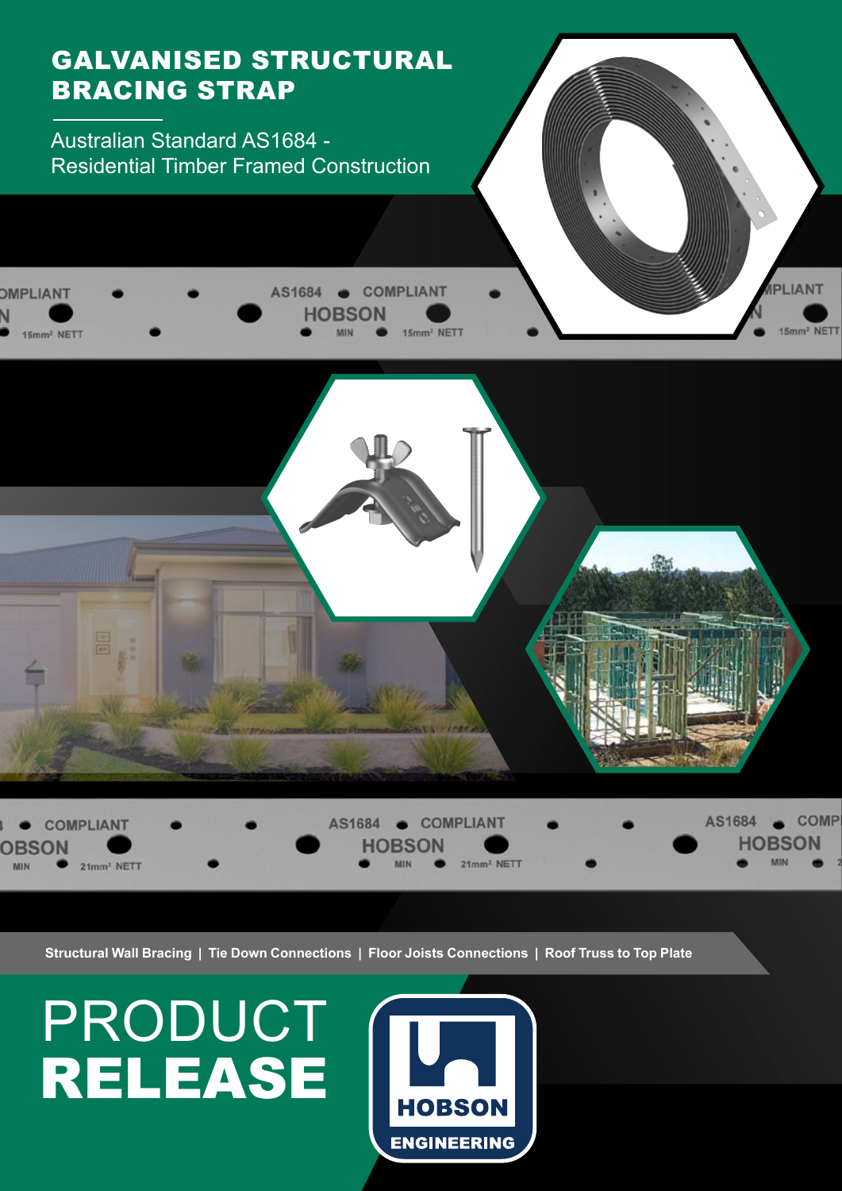# GALVANISED STRUCTURAL BRACING STRAP

Australian Standard AS1684 - Residential Timber Framed Construction

Structural Wall Bracing | Tie Down Connections | Floor Joists Connections | Roof Truss to Top Plate

# PRODUCT **RELEASE**

HOBSON ENGINEERING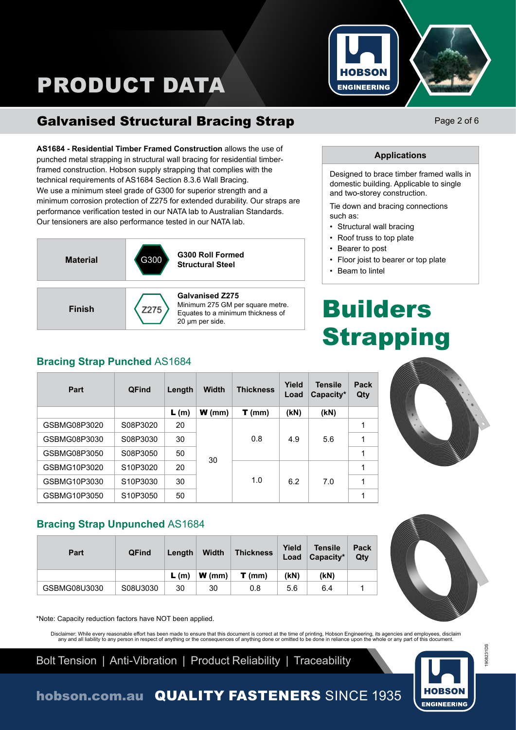# PRODUCT DATA

## Galvanised Structural Bracing Strap

**AS1684 - Residential Timber Framed Construction** allows the use of punched metal strapping in structural wall bracing for residential timber-framed construction. Hobson supply strapping that complies with the technical requirements of AS1684 Section 8.3.6 Wall Bracing. We use a minimum steel grade of G300 for superior strength and a minimum corrosion protection of Z275 for extended durability. Our straps are performance verification tested in our NATA lab to Australian Standards. Our tensioners are also performance tested in our NATA lab.

| | | |
|---|---|---|
| **Material** | G300 | **G300 Roll Formed Structural Steel** |
| **Finish** | Z275 | **Galvanised Z275** Minimum 275 GM per square metre. Equates to a minimum thickness of 20 µm per side. |

### Applications

Designed to brace timber framed walls in domestic building. Applicable to single and two-storey construction.

Tie down and bracing connections such as:

- Structural wall bracing
- Roof truss to top plate
- Bearer to post
- Floor joist to bearer or top plate
- Beam to lintel

# Builders Strapping

### Bracing Strap Punched AS1684

| Part | QFind | Length | Width | Thickness | Yield Load | Tensile Capacity* | Pack Qty |
|---|---|---|---|---|---|---|---|
| | | **L** (m) | **W** (mm) | **T** (mm) | (kN) | (kN) | |
| GSBMG08P3020 | S08P3020 | 20 | 30 | 0.8 | 4.9 | 5.6 | 1 |
| GSBMG08P3030 | S08P3030 | 30 | 30 | 0.8 | 4.9 | 5.6 | 1 |
| GSBMG08P3050 | S08P3050 | 50 | 30 | 0.8 | 4.9 | 5.6 | 1 |
| GSBMG10P3020 | S10P3020 | 20 | 30 | 1.0 | 6.2 | 7.0 | 1 |
| GSBMG10P3030 | S10P3030 | 30 | 30 | 1.0 | 6.2 | 7.0 | 1 |
| GSBMG10P3050 | S10P3050 | 50 | 30 | 1.0 | 6.2 | 7.0 | 1 |

### Bracing Strap Unpunched AS1684

| Part | QFind | Length | Width | Thickness | Yield Load | Tensile Capacity* | Pack Qty |
|---|---|---|---|---|---|---|---|
| | | **L** (m) | **W** (mm) | **T** (mm) | (kN) | (kN) | |
| GSBMG08U3030 | S08U3030 | 30 | 30 | 0.8 | 5.6 | 6.4 | 1 |

*Note: Capacity reduction factors have NOT been applied.

Disclaimer: While every reasonable effort has been made to ensure that this document is correct at the time of printing, Hobson Engineering, its agencies and employees, disclaim any and all liability to any person in respect of anything or the consequences of anything done or omitted to be done in reliance upon the whole or any part of this document.

Bolt Tension | Anti-Vibration | Product Reliability | Traceability

hobson.com.au **QUALITY FASTENERS** SINCE 1935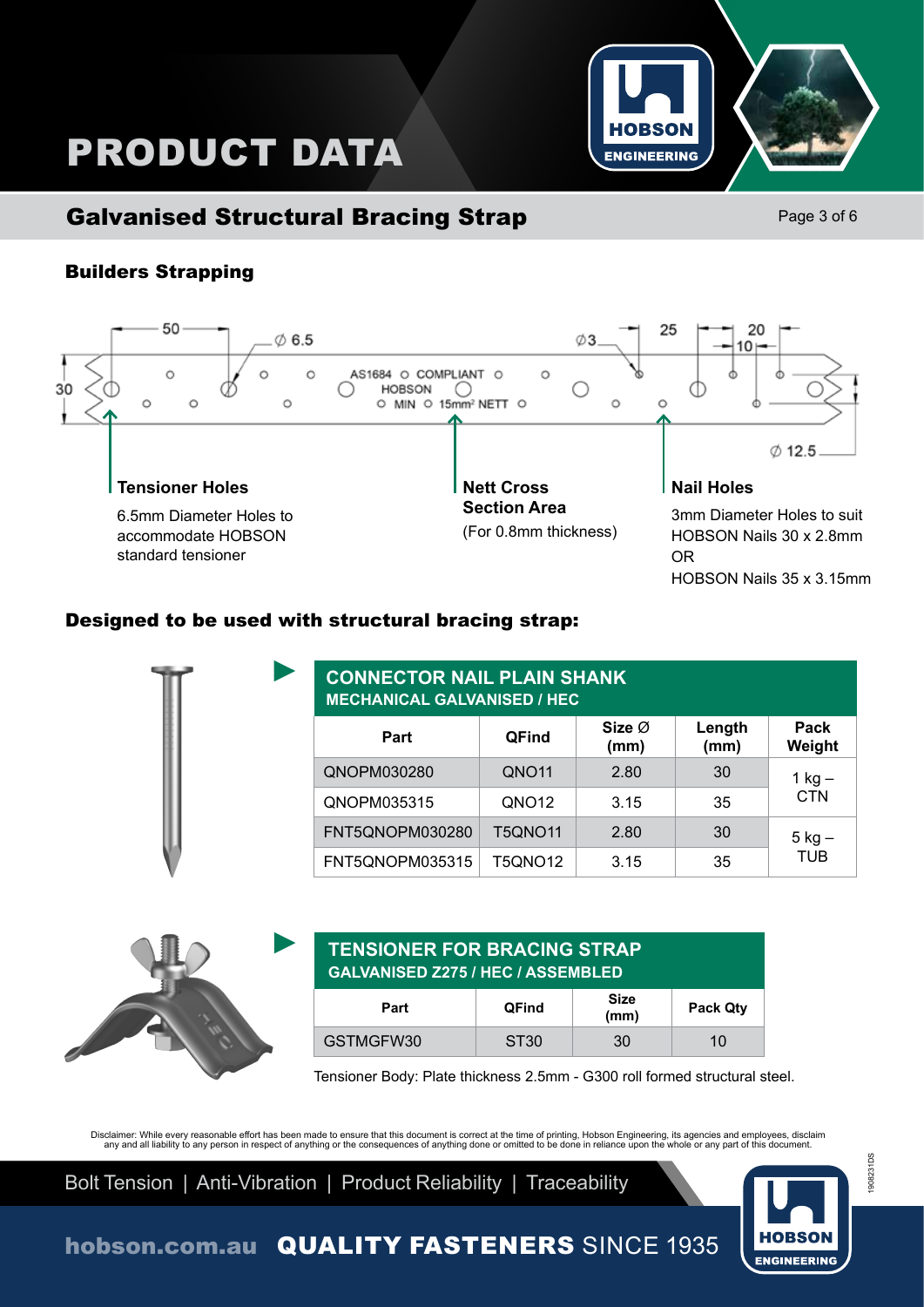# PRODUCT DATA

## Galvanised Structural Bracing Strap

### Builders Strapping

**Tensioner Holes**

6.5mm Diameter Holes to accommodate HOBSON standard tensioner

**Nett Cross Section Area**

(For 0.8mm thickness)

**Nail Holes**

3mm Diameter Holes to suit HOBSON Nails 30 x 2.8mm
OR
HOBSON Nails 35 x 3.15mm

### Designed to be used with structural bracing strap:

**CONNECTOR NAIL PLAIN SHANK**
**MECHANICAL GALVANISED / HEC**

| Part | QFind | Size Ø (mm) | Length (mm) | Pack Weight |
|---|---|---|---|---|
| QNOPM030280 | QNO11 | 2.80 | 30 | 1 kg – CTN |
| QNOPM035315 | QNO12 | 3.15 | 35 | |
| FNT5QNOPM030280 | T5QNO11 | 2.80 | 30 | 5 kg – TUB |
| FNT5QNOPM035315 | T5QNO12 | 3.15 | 35 | |

**TENSIONER FOR BRACING STRAP**
**GALVANISED Z275 / HEC / ASSEMBLED**

| Part | QFind | Size (mm) | Pack Qty |
|---|---|---|---|
| GSTMGFW30 | ST30 | 30 | 10 |

Tensioner Body: Plate thickness 2.5mm - G300 roll formed structural steel.

Disclaimer: While every reasonable effort has been made to ensure that this document is correct at the time of printing, Hobson Engineering, its agencies and employees, disclaim any and all liability to any person in respect of anything or the consequences of anything done or omitted to be done in reliance upon the whole or any part of this document.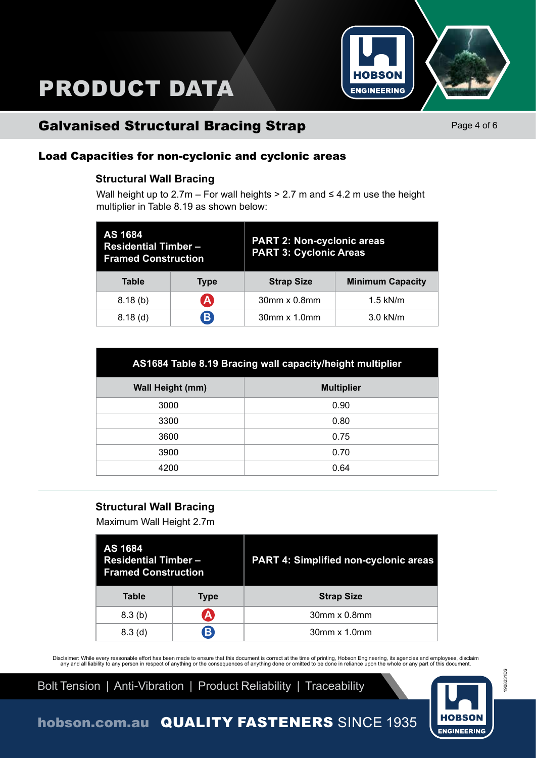# PRODUCT DATA

## Galvanised Structural Bracing Strap

### Load Capacities for non-cyclonic and cyclonic areas

#### Structural Wall Bracing

Wall height up to 2.7m – For wall heights > 2.7 m and ≤ 4.2 m use the height multiplier in Table 8.19 as shown below:

| **AS 1684 Residential Timber – Framed Construction** | | **PART 2: Non-cyclonic areas PART 3: Cyclonic Areas** | |
|---|---|---|---|
| **Table** | **Type** | **Strap Size** | **Minimum Capacity** |
| 8.18 (b) | A | 30mm x 0.8mm | 1.5 kN/m |
| 8.18 (d) | B | 30mm x 1.0mm | 3.0 kN/m |

| **AS1684 Table 8.19 Bracing wall capacity/height multiplier** | |
|---|---|
| **Wall Height (mm)** | **Multiplier** |
| 3000 | 0.90 |
| 3300 | 0.80 |
| 3600 | 0.75 |
| 3900 | 0.70 |
| 4200 | 0.64 |

---

#### Structural Wall Bracing

Maximum Wall Height 2.7m

| **AS 1684 Residential Timber – Framed Construction** | | **PART 4: Simplified non-cyclonic areas** |
|---|---|---|
| **Table** | **Type** | **Strap Size** |
| 8.3 (b) | A | 30mm x 0.8mm |
| 8.3 (d) | B | 30mm x 1.0mm |

Disclaimer: While every reasonable effort has been made to ensure that this document is correct at the time of printing, Hobson Engineering, its agencies and employees, disclaim any and all liability to any person in respect of anything or the consequences of anything done or omitted to be done in reliance upon the whole or any part of this document.

Bolt Tension | Anti-Vibration | Product Reliability | Traceability

hobson.com.au **QUALITY FASTENERS** SINCE 1935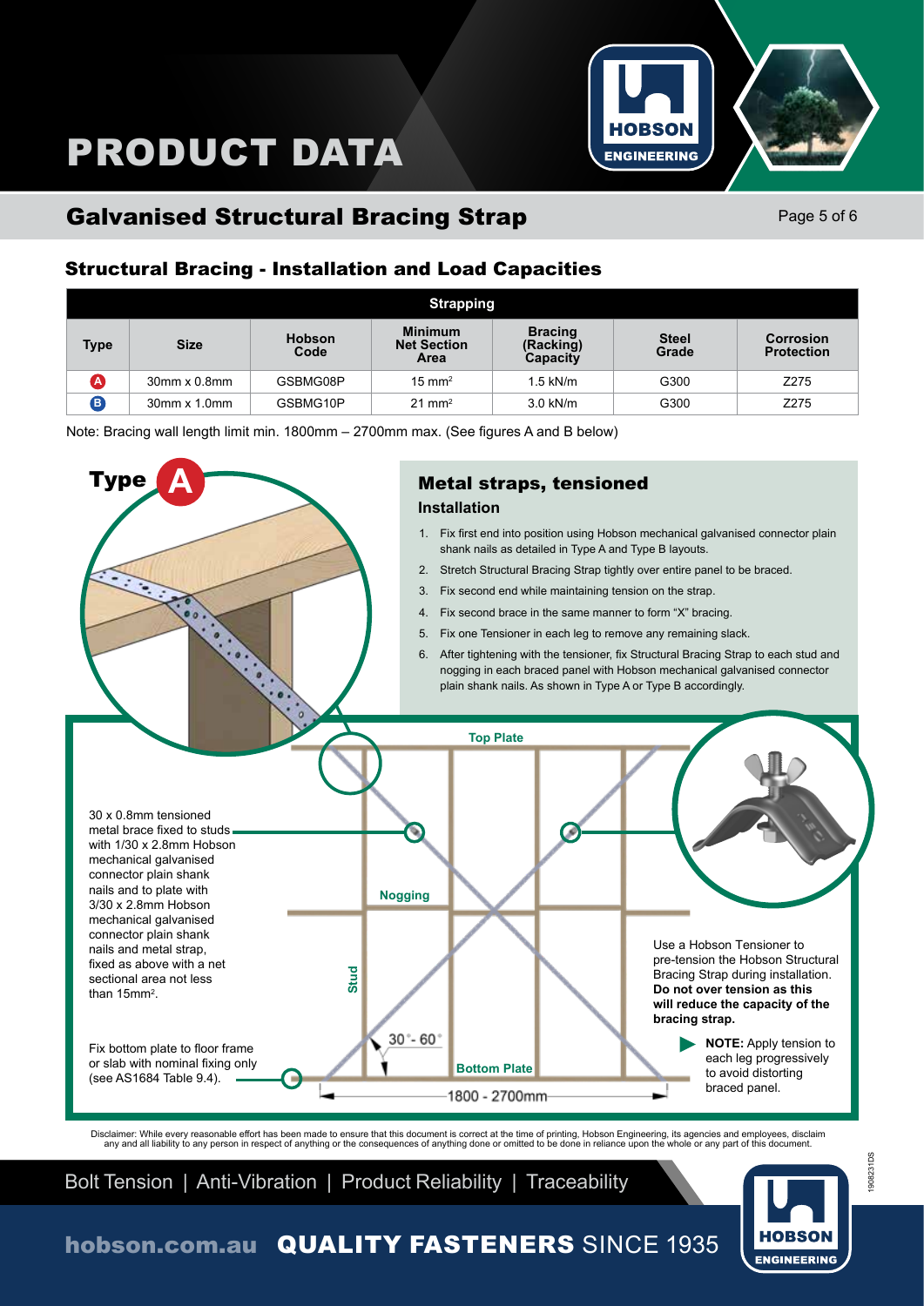# PRODUCT DATA

## Galvanised Structural Bracing Strap

### Structural Bracing - Installation and Load Capacities

| Strapping | | | | | | |
|---|---|---|---|---|---|---|
| **Type** | **Size** | **Hobson Code** | **Minimum Net Section Area** | **Bracing (Racking) Capacity** | **Steel Grade** | **Corrosion Protection** |
| A | 30mm x 0.8mm | GSBMG08P | 15 mm² | 1.5 kN/m | G300 | Z275 |
| B | 30mm x 1.0mm | GSBMG10P | 21 mm² | 3.0 kN/m | G300 | Z275 |

Note: Bracing wall length limit min. 1800mm – 2700mm max. (See figures A and B below)

**Type A**

### Metal straps, tensioned

**Installation**

1. Fix first end into position using Hobson mechanical galvanised connector plain shank nails as detailed in Type A and Type B layouts.
2. Stretch Structural Bracing Strap tightly over entire panel to be braced.
3. Fix second end while maintaining tension on the strap.
4. Fix second brace in the same manner to form "X" bracing.
5. Fix one Tensioner in each leg to remove any remaining slack.
6. After tightening with the tensioner, fix Structural Bracing Strap to each stud and nogging in each braced panel with Hobson mechanical galvanised connector plain shank nails. As shown in Type A or Type B accordingly.

Top Plate

Nogging

Stud

30°- 60°

Bottom Plate

1800 - 2700mm

30 x 0.8mm tensioned metal brace fixed to studs with 1/30 x 2.8mm Hobson mechanical galvanised connector plain shank nails and to plate with 3/30 x 2.8mm Hobson mechanical galvanised connector plain shank nails and metal strap, fixed as above with a net sectional area not less than 15mm².

Fix bottom plate to floor frame or slab with nominal fixing only (see AS1684 Table 9.4).

Use a Hobson Tensioner to pre-tension the Hobson Structural Bracing Strap during installation. **Do not over tension as this will reduce the capacity of the bracing strap.**

**NOTE:** Apply tension to each leg progressively to avoid distorting braced panel.

Disclaimer: While every reasonable effort has been made to ensure that this document is correct at the time of printing, Hobson Engineering, its agencies and employees, disclaim any and all liability to any person in respect of anything done or omitted to be done in reliance upon the whole or any part of this document.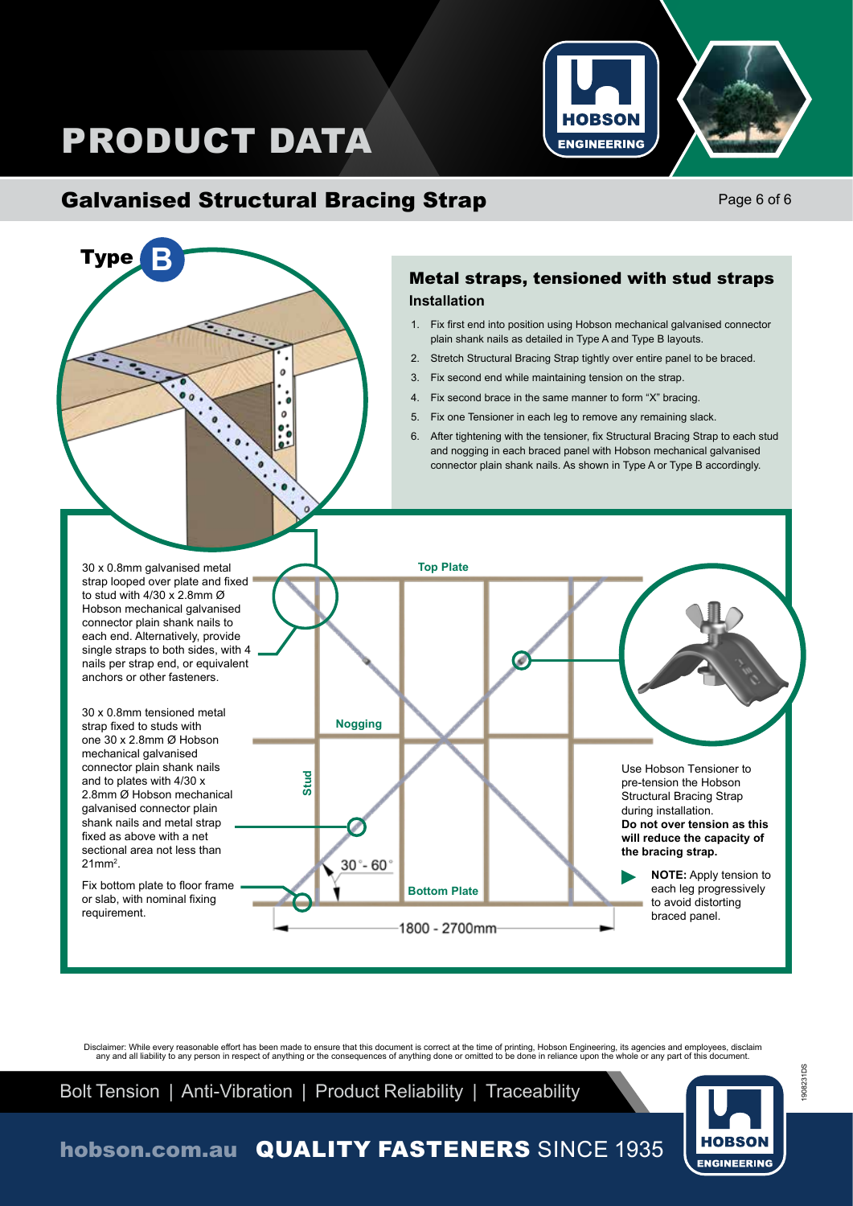# PRODUCT DATA

## Galvanised Structural Bracing Strap

Type B

### Metal straps, tensioned with stud straps

**Installation**

1. Fix first end into position using Hobson mechanical galvanised connector plain shank nails as detailed in Type A and Type B layouts.
2. Stretch Structural Bracing Strap tightly over entire panel to be braced.
3. Fix second end while maintaining tension on the strap.
4. Fix second brace in the same manner to form “X” bracing.
5. Fix one Tensioner in each leg to remove any remaining slack.
6. After tightening with the tensioner, fix Structural Bracing Strap to each stud and nogging in each braced panel with Hobson mechanical galvanised connector plain shank nails. As shown in Type A or Type B accordingly.

30 x 0.8mm galvanised metal strap looped over plate and fixed to stud with 4/30 x 2.8mm Ø Hobson mechanical galvanised connector plain shank nails to each end. Alternatively, provide single straps to both sides, with 4 nails per strap end, or equivalent anchors or other fasteners.

30 x 0.8mm tensioned metal strap fixed to studs with one 30 x 2.8mm Ø Hobson mechanical galvanised connector plain shank nails and to plates with 4/30 x 2.8mm Ø Hobson mechanical galvanised connector plain shank nails and metal strap fixed as above with a net sectional area not less than 21mm$^2$.

Fix bottom plate to floor frame or slab, with nominal fixing requirement.

Top Plate

Nogging

Stud

30°- 60°

Bottom Plate

1800 - 2700mm

Use Hobson Tensioner to pre-tension the Hobson Structural Bracing Strap during installation.
**Do not over tension as this will reduce the capacity of the bracing strap.**

**NOTE:** Apply tension to each leg progressively to avoid distorting braced panel.

Disclaimer: While every reasonable effort has been made to ensure that this document is correct at the time of printing, Hobson Engineering, its agencies and employees, disclaim any and all liability to any person in respect of anything or the consequences of anything done or omitted to be done in reliance upon the whole or any part of this document.

Bolt Tension | Anti-Vibration | Product Reliability | Traceability

hobson.com.au **QUALITY FASTENERS** SINCE 1935

190823105